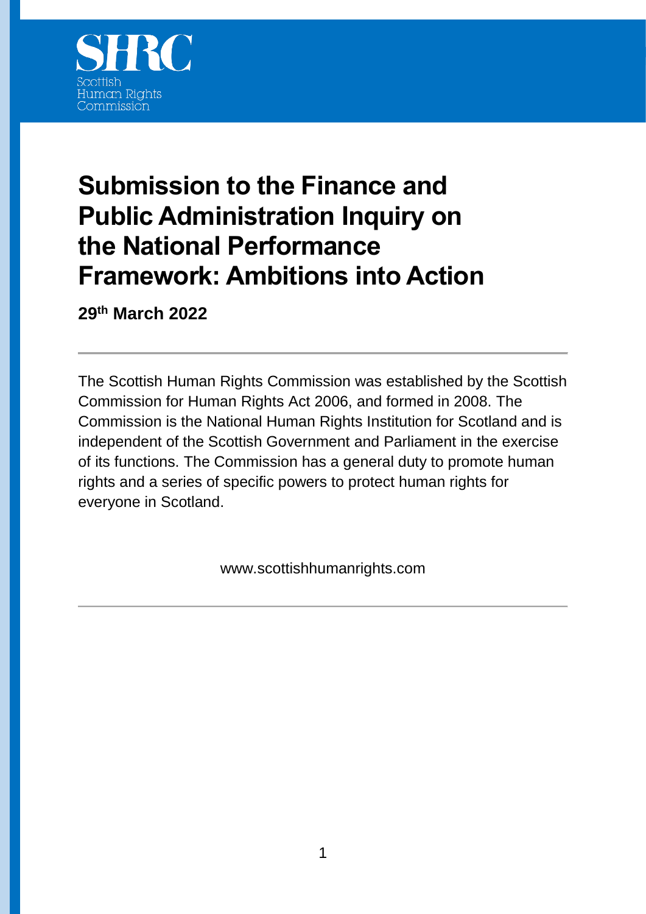Scottish Human Rights Commission

# Submission to the Finance and Public Administration Inquiry on the National Performance Framework: Ambitions into Action

**29th March 2022**

---

The Scottish Human Rights Commission was established by the Scottish Commission for Human Rights Act 2006, and formed in 2008. The Commission is the National Human Rights Institution for Scotland and is independent of the Scottish Government and Parliament in the exercise of its functions. The Commission has a general duty to promote human rights and a series of specific powers to protect human rights for everyone in Scotland.

www.scottishhumanrights.com

---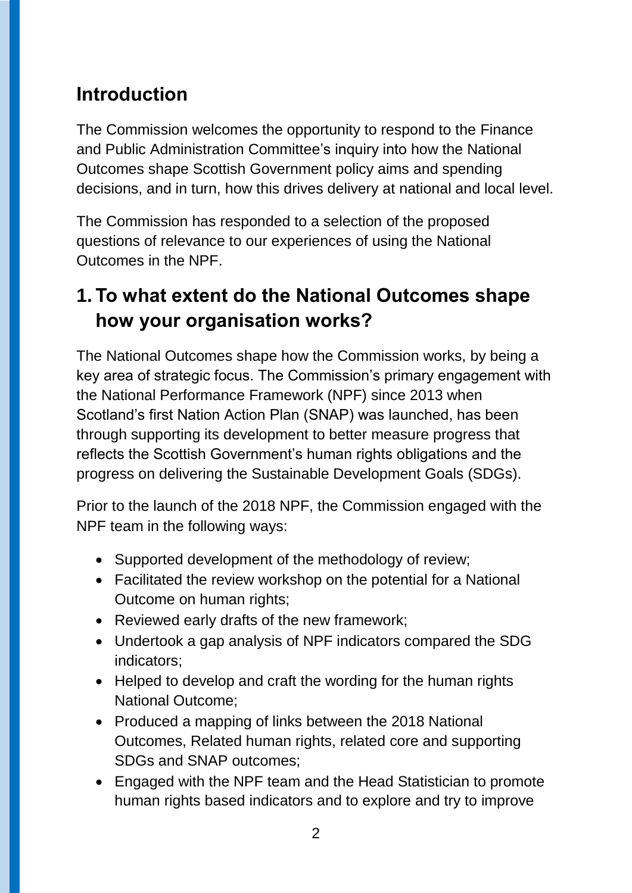## Introduction

The Commission welcomes the opportunity to respond to the Finance and Public Administration Committee's inquiry into how the National Outcomes shape Scottish Government policy aims and spending decisions, and in turn, how this drives delivery at national and local level.

The Commission has responded to a selection of the proposed questions of relevance to our experiences of using the National Outcomes in the NPF.

## 1. To what extent do the National Outcomes shape how your organisation works?

The National Outcomes shape how the Commission works, by being a key area of strategic focus. The Commission's primary engagement with the National Performance Framework (NPF) since 2013 when Scotland's first Nation Action Plan (SNAP) was launched, has been through supporting its development to better measure progress that reflects the Scottish Government's human rights obligations and the progress on delivering the Sustainable Development Goals (SDGs).

Prior to the launch of the 2018 NPF, the Commission engaged with the NPF team in the following ways:

- Supported development of the methodology of review;
- Facilitated the review workshop on the potential for a National Outcome on human rights;
- Reviewed early drafts of the new framework;
- Undertook a gap analysis of NPF indicators compared the SDG indicators;
- Helped to develop and craft the wording for the human rights National Outcome;
- Produced a mapping of links between the 2018 National Outcomes, Related human rights, related core and supporting SDGs and SNAP outcomes;
- Engaged with the NPF team and the Head Statistician to promote human rights based indicators and to explore and try to improve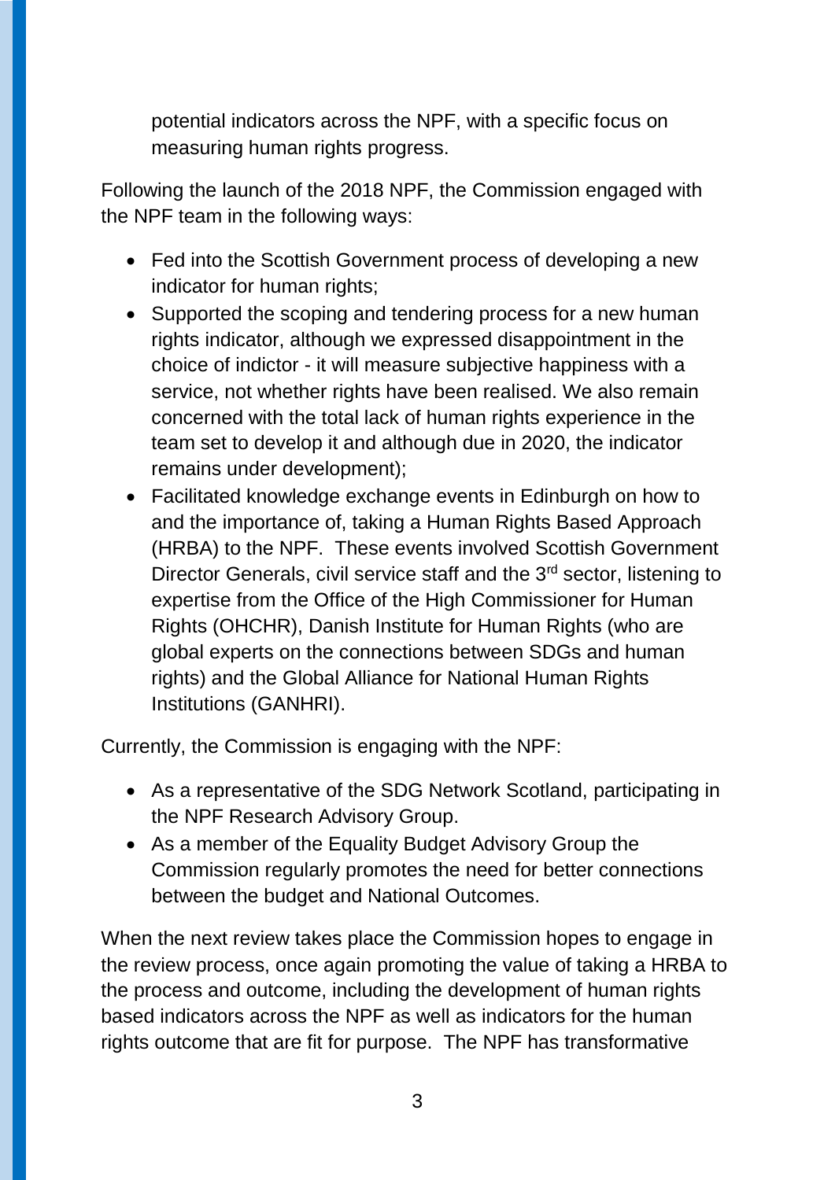potential indicators across the NPF, with a specific focus on measuring human rights progress.

Following the launch of the 2018 NPF, the Commission engaged with the NPF team in the following ways:

- Fed into the Scottish Government process of developing a new indicator for human rights;
- Supported the scoping and tendering process for a new human rights indicator, although we expressed disappointment in the choice of indictor - it will measure subjective happiness with a service, not whether rights have been realised. We also remain concerned with the total lack of human rights experience in the team set to develop it and although due in 2020, the indicator remains under development);
- Facilitated knowledge exchange events in Edinburgh on how to and the importance of, taking a Human Rights Based Approach (HRBA) to the NPF. These events involved Scottish Government Director Generals, civil service staff and the 3rd sector, listening to expertise from the Office of the High Commissioner for Human Rights (OHCHR), Danish Institute for Human Rights (who are global experts on the connections between SDGs and human rights) and the Global Alliance for National Human Rights Institutions (GANHRI).

Currently, the Commission is engaging with the NPF:

- As a representative of the SDG Network Scotland, participating in the NPF Research Advisory Group.
- As a member of the Equality Budget Advisory Group the Commission regularly promotes the need for better connections between the budget and National Outcomes.

When the next review takes place the Commission hopes to engage in the review process, once again promoting the value of taking a HRBA to the process and outcome, including the development of human rights based indicators across the NPF as well as indicators for the human rights outcome that are fit for purpose. The NPF has transformative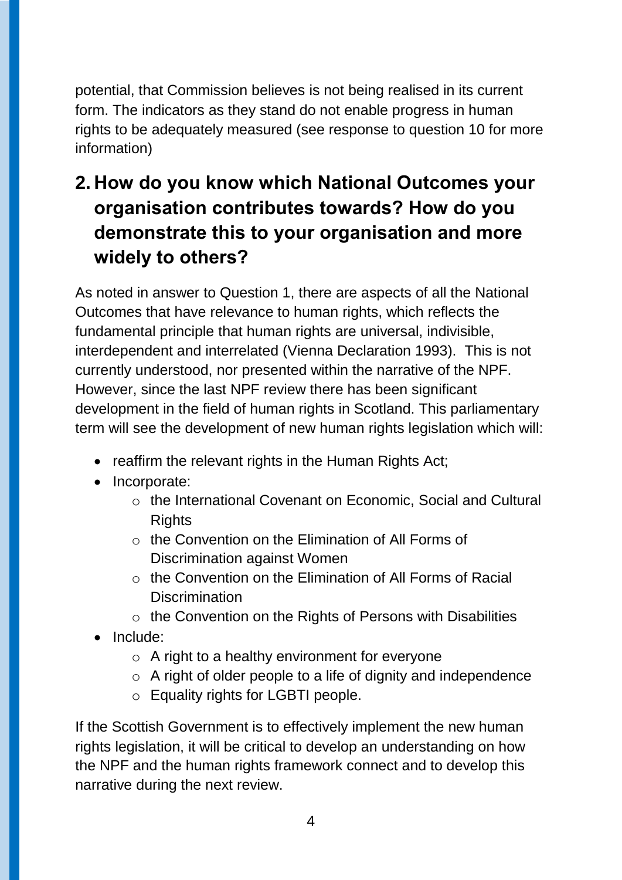potential, that Commission believes is not being realised in its current form. The indicators as they stand do not enable progress in human rights to be adequately measured (see response to question 10 for more information)

## 2. How do you know which National Outcomes your organisation contributes towards? How do you demonstrate this to your organisation and more widely to others?

As noted in answer to Question 1, there are aspects of all the National Outcomes that have relevance to human rights, which reflects the fundamental principle that human rights are universal, indivisible, interdependent and interrelated (Vienna Declaration 1993). This is not currently understood, nor presented within the narrative of the NPF. However, since the last NPF review there has been significant development in the field of human rights in Scotland. This parliamentary term will see the development of new human rights legislation which will:

- reaffirm the relevant rights in the Human Rights Act;
- Incorporate:
  - the International Covenant on Economic, Social and Cultural Rights
  - the Convention on the Elimination of All Forms of Discrimination against Women
  - the Convention on the Elimination of All Forms of Racial Discrimination
  - the Convention on the Rights of Persons with Disabilities
- Include:
  - A right to a healthy environment for everyone
  - A right of older people to a life of dignity and independence
  - Equality rights for LGBTI people.

If the Scottish Government is to effectively implement the new human rights legislation, it will be critical to develop an understanding on how the NPF and the human rights framework connect and to develop this narrative during the next review.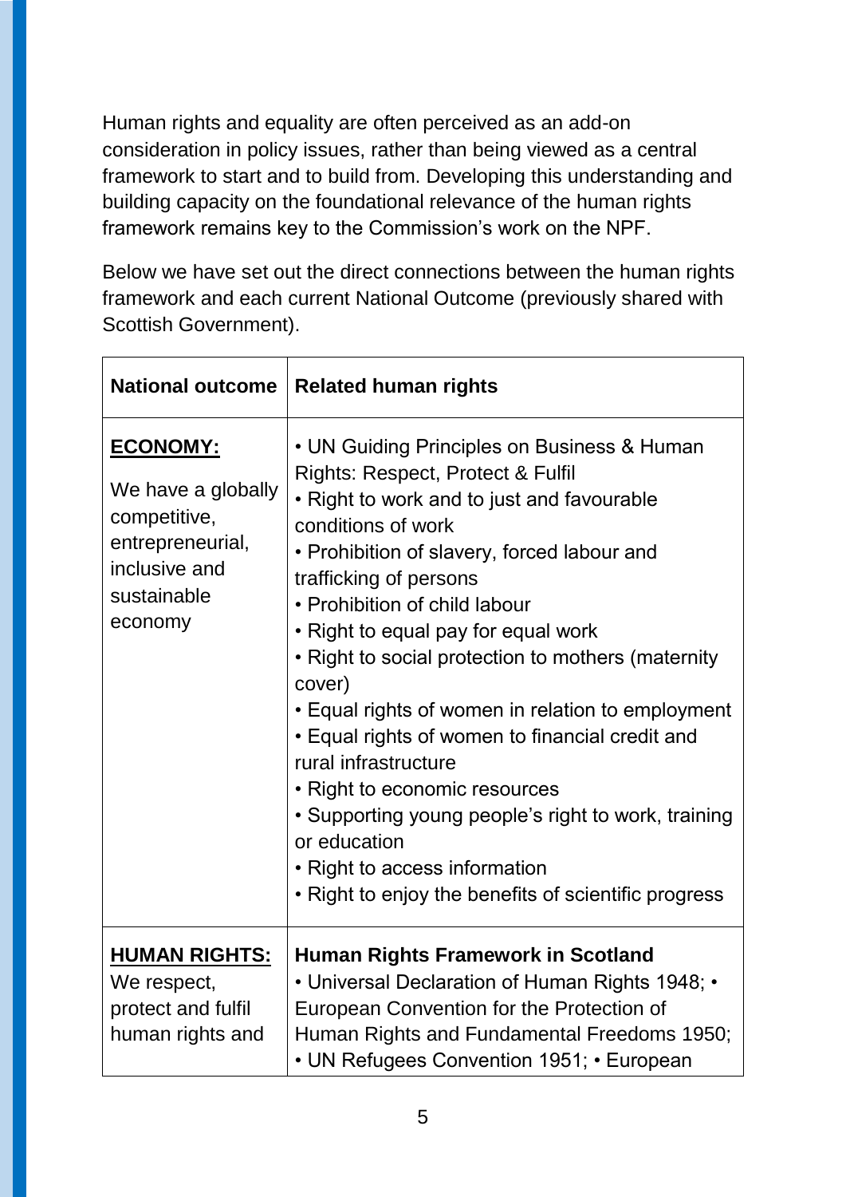Human rights and equality are often perceived as an add-on consideration in policy issues, rather than being viewed as a central framework to start and to build from. Developing this understanding and building capacity on the foundational relevance of the human rights framework remains key to the Commission's work on the NPF.

Below we have set out the direct connections between the human rights framework and each current National Outcome (previously shared with Scottish Government).

| National outcome | Related human rights |
|---|---|
| **ECONOMY:**<br><br>We have a globally competitive, entrepreneurial, inclusive and sustainable economy | • UN Guiding Principles on Business & Human Rights: Respect, Protect & Fulfil<br>• Right to work and to just and favourable conditions of work<br>• Prohibition of slavery, forced labour and trafficking of persons<br>• Prohibition of child labour<br>• Right to equal pay for equal work<br>• Right to social protection to mothers (maternity cover)<br>• Equal rights of women in relation to employment<br>• Equal rights of women to financial credit and rural infrastructure<br>• Right to economic resources<br>• Supporting young people's right to work, training or education<br>• Right to access information<br>• Right to enjoy the benefits of scientific progress |
| **HUMAN RIGHTS:**<br>We respect, protect and fulfil human rights and | **Human Rights Framework in Scotland**<br>• Universal Declaration of Human Rights 1948; • European Convention for the Protection of Human Rights and Fundamental Freedoms 1950; • UN Refugees Convention 1951; • European |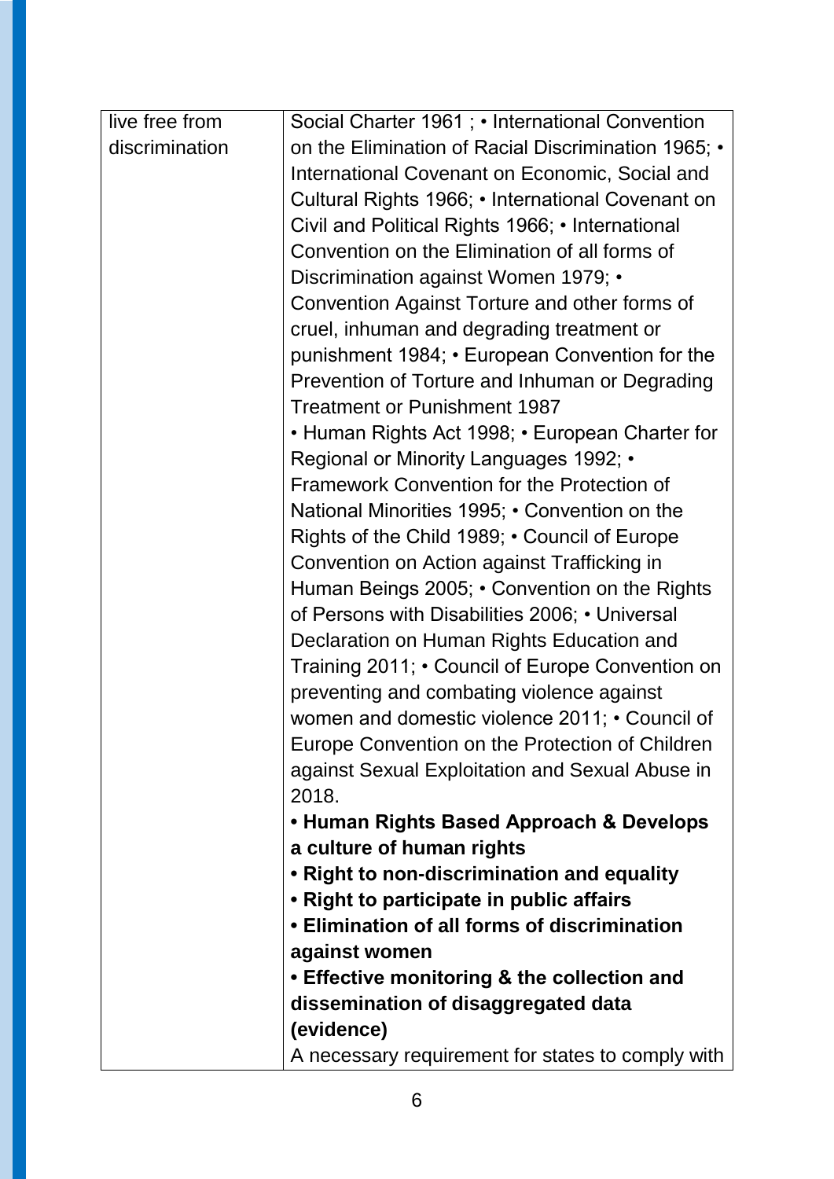| | |
|---|---|
| live free from discrimination | Social Charter 1961 ; • International Convention on the Elimination of Racial Discrimination 1965; • International Covenant on Economic, Social and Cultural Rights 1966; • International Covenant on Civil and Political Rights 1966; • International Convention on the Elimination of all forms of Discrimination against Women 1979; • Convention Against Torture and other forms of cruel, inhuman and degrading treatment or punishment 1984; • European Convention for the Prevention of Torture and Inhuman or Degrading Treatment or Punishment 1987<br>• Human Rights Act 1998; • European Charter for Regional or Minority Languages 1992; • Framework Convention for the Protection of National Minorities 1995; • Convention on the Rights of the Child 1989; • Council of Europe Convention on Action against Trafficking in Human Beings 2005; • Convention on the Rights of Persons with Disabilities 2006; • Universal Declaration on Human Rights Education and Training 2011; • Council of Europe Convention on preventing and combating violence against women and domestic violence 2011; • Council of Europe Convention on the Protection of Children against Sexual Exploitation and Sexual Abuse in 2018.<br>**• Human Rights Based Approach & Develops a culture of human rights**<br>**• Right to non-discrimination and equality**<br>**• Right to participate in public affairs**<br>**• Elimination of all forms of discrimination against women**<br>**• Effective monitoring & the collection and dissemination of disaggregated data (evidence)**<br>A necessary requirement for states to comply with |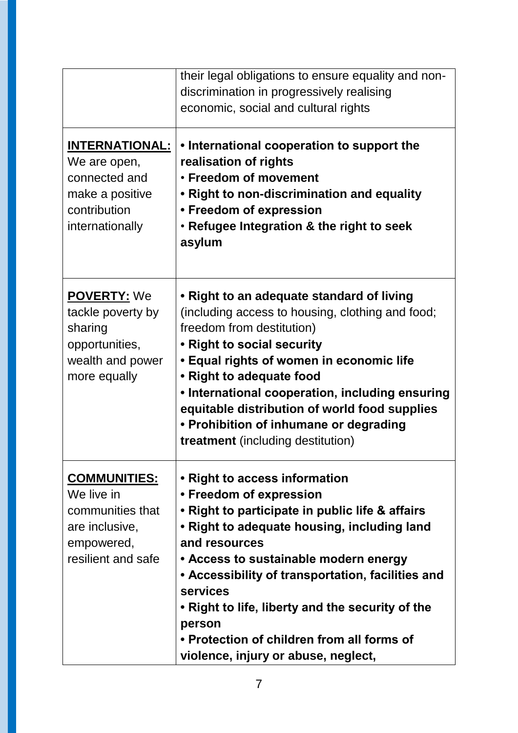| | |
|---|---|
| | their legal obligations to ensure equality and non-discrimination in progressively realising economic, social and cultural rights |
| **INTERNATIONAL:** We are open, connected and make a positive contribution internationally | • **International cooperation to support the realisation of rights**<br>• **Freedom of movement**<br>• **Right to non-discrimination and equality**<br>• **Freedom of expression**<br>• **Refugee Integration & the right to seek asylum** |
| **POVERTY:** We tackle poverty by sharing opportunities, wealth and power more equally | • **Right to an adequate standard of living** (including access to housing, clothing and food; freedom from destitution)<br>• **Right to social security**<br>• **Equal rights of women in economic life**<br>• **Right to adequate food**<br>• **International cooperation, including ensuring equitable distribution of world food supplies**<br>• **Prohibition of inhumane or degrading treatment** (including destitution) |
| **COMMUNITIES:** We live in communities that are inclusive, empowered, resilient and safe | • **Right to access information**<br>• **Freedom of expression**<br>• **Right to participate in public life & affairs**<br>• **Right to adequate housing, including land and resources**<br>• **Access to sustainable modern energy**<br>• **Accessibility of transportation, facilities and services**<br>• **Right to life, liberty and the security of the person**<br>• **Protection of children from all forms of violence, injury or abuse, neglect,** |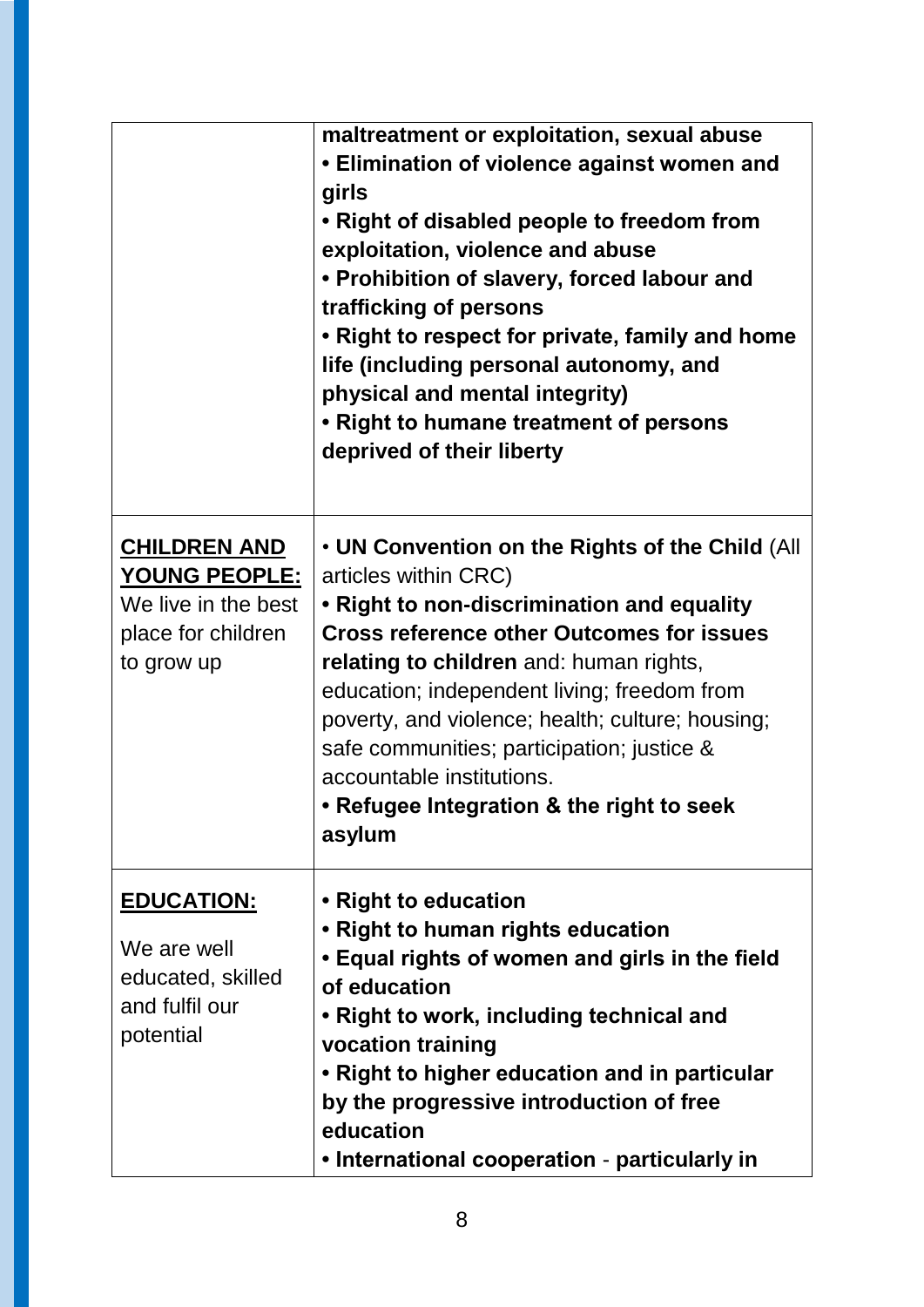| | |
|---|---|
| | **maltreatment or exploitation, sexual abuse**<br>**• Elimination of violence against women and girls**<br>**• Right of disabled people to freedom from exploitation, violence and abuse**<br>**• Prohibition of slavery, forced labour and trafficking of persons**<br>**• Right to respect for private, family and home life (including personal autonomy, and physical and mental integrity)**<br>**• Right to humane treatment of persons deprived of their liberty** |
| **<u>CHILDREN AND YOUNG PEOPLE:</u>** We live in the best place for children to grow up | • **UN Convention on the Rights of the Child** (All articles within CRC)<br>**• Right to non-discrimination and equality**<br>**Cross reference other Outcomes for issues relating to children** and: human rights, education; independent living; freedom from poverty, and violence; health; culture; housing; safe communities; participation; justice & accountable institutions.<br>**• Refugee Integration & the right to seek asylum** |
| **<u>EDUCATION:</u>**<br><br>We are well educated, skilled and fulfil our potential | **• Right to education**<br>**• Right to human rights education**<br>**• Equal rights of women and girls in the field of education**<br>**• Right to work, including technical and vocation training**<br>**• Right to higher education and in particular by the progressive introduction of free education**<br>**• International cooperation** - **particularly in** |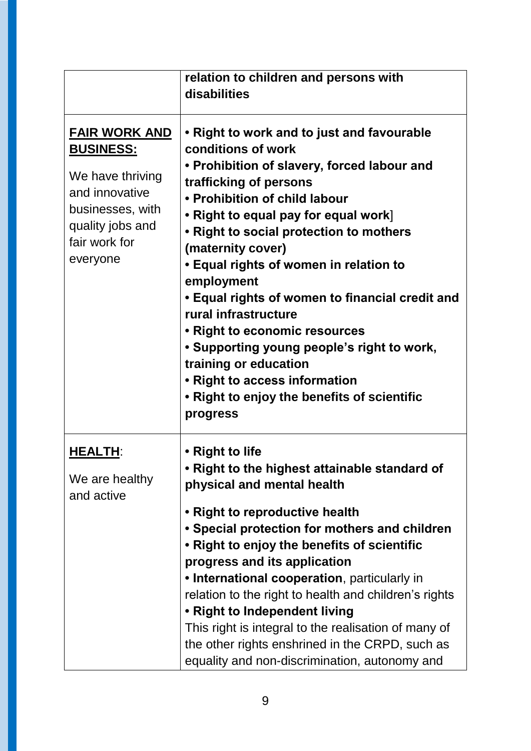| | |
|---|---|
| | **relation to children and persons with disabilities** |
| **FAIR WORK AND BUSINESS:**<br><br>We have thriving and innovative businesses, with quality jobs and fair work for everyone | **• Right to work and to just and favourable conditions of work**<br>**• Prohibition of slavery, forced labour and trafficking of persons**<br>**• Prohibition of child labour**<br>**• Right to equal pay for equal work**]<br>**• Right to social protection to mothers (maternity cover)**<br>**• Equal rights of women in relation to employment**<br>**• Equal rights of women to financial credit and rural infrastructure**<br>**• Right to economic resources**<br>**• Supporting young people's right to work, training or education**<br>**• Right to access information**<br>**• Right to enjoy the benefits of scientific progress** |
| **HEALTH**:<br><br>We are healthy and active | **• Right to life**<br>**• Right to the highest attainable standard of physical and mental health**<br><br>**• Right to reproductive health**<br>**• Special protection for mothers and children**<br>**• Right to enjoy the benefits of scientific progress and its application**<br>**• International cooperation**, particularly in relation to the right to health and children's rights<br>**• Right to Independent living**<br>This right is integral to the realisation of many of the other rights enshrined in the CRPD, such as equality and non-discrimination, autonomy and |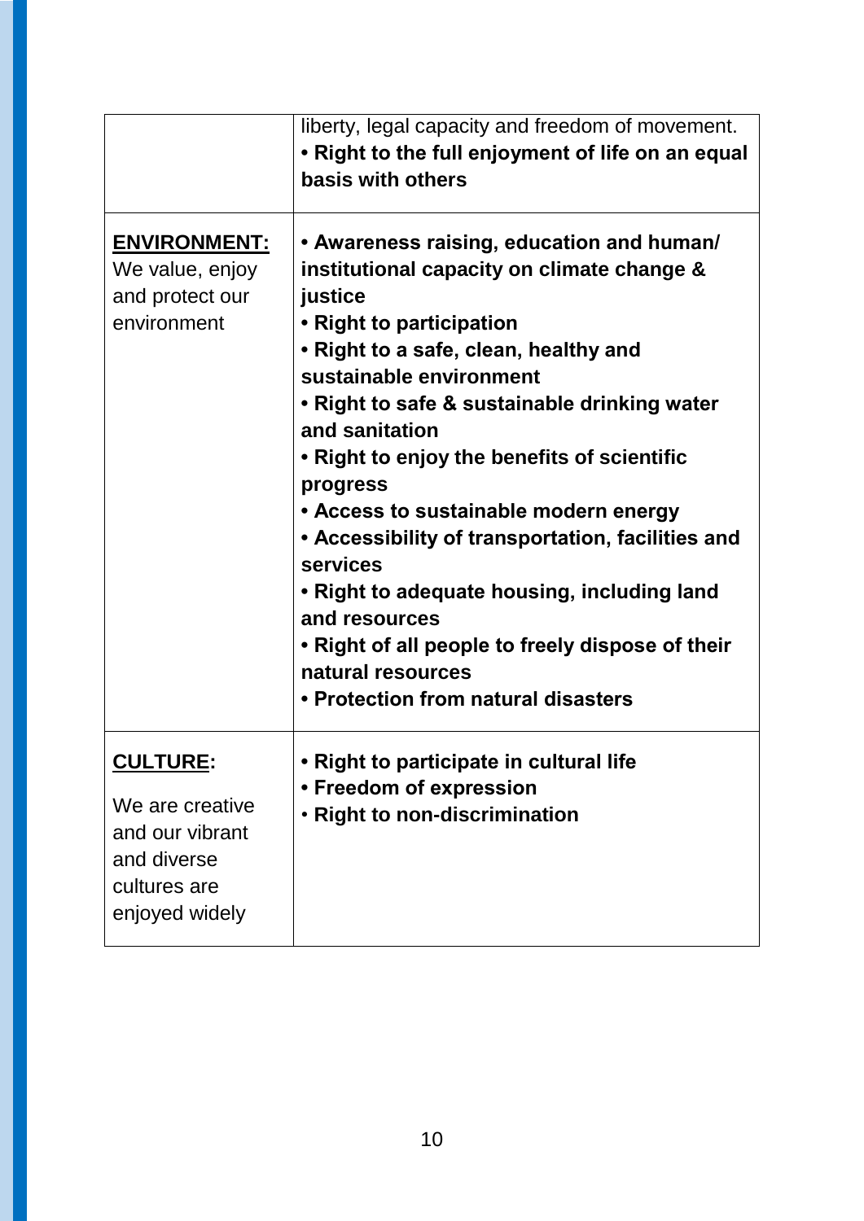| | |
|---|---|
| | liberty, legal capacity and freedom of movement.<br>**• Right to the full enjoyment of life on an equal basis with others** |
| **<u>ENVIRONMENT:</u>**<br>We value, enjoy and protect our environment | **• Awareness raising, education and human/ institutional capacity on climate change & justice**<br>**• Right to participation**<br>**• Right to a safe, clean, healthy and sustainable environment**<br>**• Right to safe & sustainable drinking water and sanitation**<br>**• Right to enjoy the benefits of scientific progress**<br>**• Access to sustainable modern energy**<br>**• Accessibility of transportation, facilities and services**<br>**• Right to adequate housing, including land and resources**<br>**• Right of all people to freely dispose of their natural resources**<br>**• Protection from natural disasters** |
| **<u>CULTURE</u>:**<br>We are creative and our vibrant and diverse cultures are enjoyed widely | **• Right to participate in cultural life**<br>**• Freedom of expression**<br>• **Right to non-discrimination** |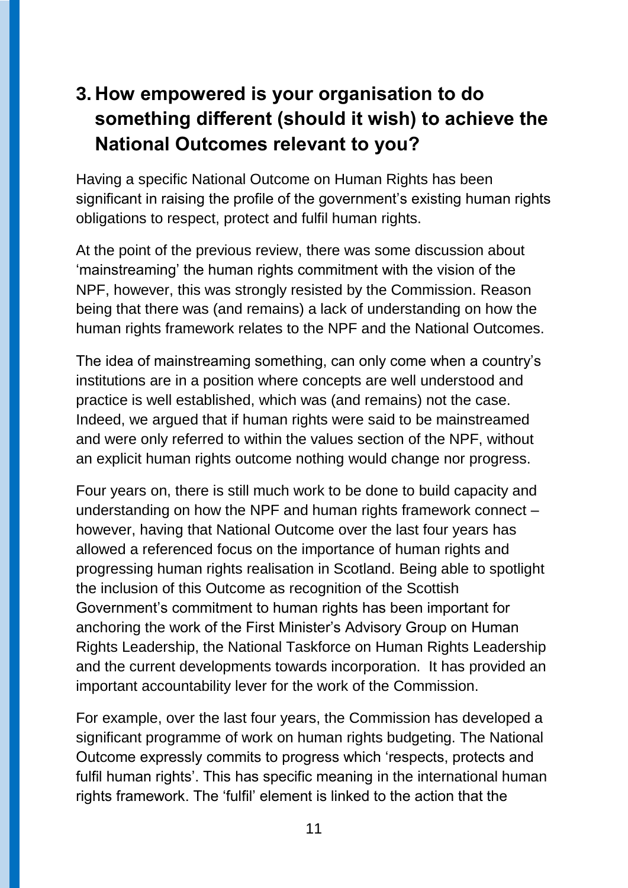## 3. How empowered is your organisation to do something different (should it wish) to achieve the National Outcomes relevant to you?

Having a specific National Outcome on Human Rights has been significant in raising the profile of the government's existing human rights obligations to respect, protect and fulfil human rights.

At the point of the previous review, there was some discussion about 'mainstreaming' the human rights commitment with the vision of the NPF, however, this was strongly resisted by the Commission. Reason being that there was (and remains) a lack of understanding on how the human rights framework relates to the NPF and the National Outcomes.

The idea of mainstreaming something, can only come when a country's institutions are in a position where concepts are well understood and practice is well established, which was (and remains) not the case. Indeed, we argued that if human rights were said to be mainstreamed and were only referred to within the values section of the NPF, without an explicit human rights outcome nothing would change nor progress.

Four years on, there is still much work to be done to build capacity and understanding on how the NPF and human rights framework connect – however, having that National Outcome over the last four years has allowed a referenced focus on the importance of human rights and progressing human rights realisation in Scotland. Being able to spotlight the inclusion of this Outcome as recognition of the Scottish Government's commitment to human rights has been important for anchoring the work of the First Minister's Advisory Group on Human Rights Leadership, the National Taskforce on Human Rights Leadership and the current developments towards incorporation. It has provided an important accountability lever for the work of the Commission.

For example, over the last four years, the Commission has developed a significant programme of work on human rights budgeting. The National Outcome expressly commits to progress which 'respects, protects and fulfil human rights'. This has specific meaning in the international human rights framework. The 'fulfil' element is linked to the action that the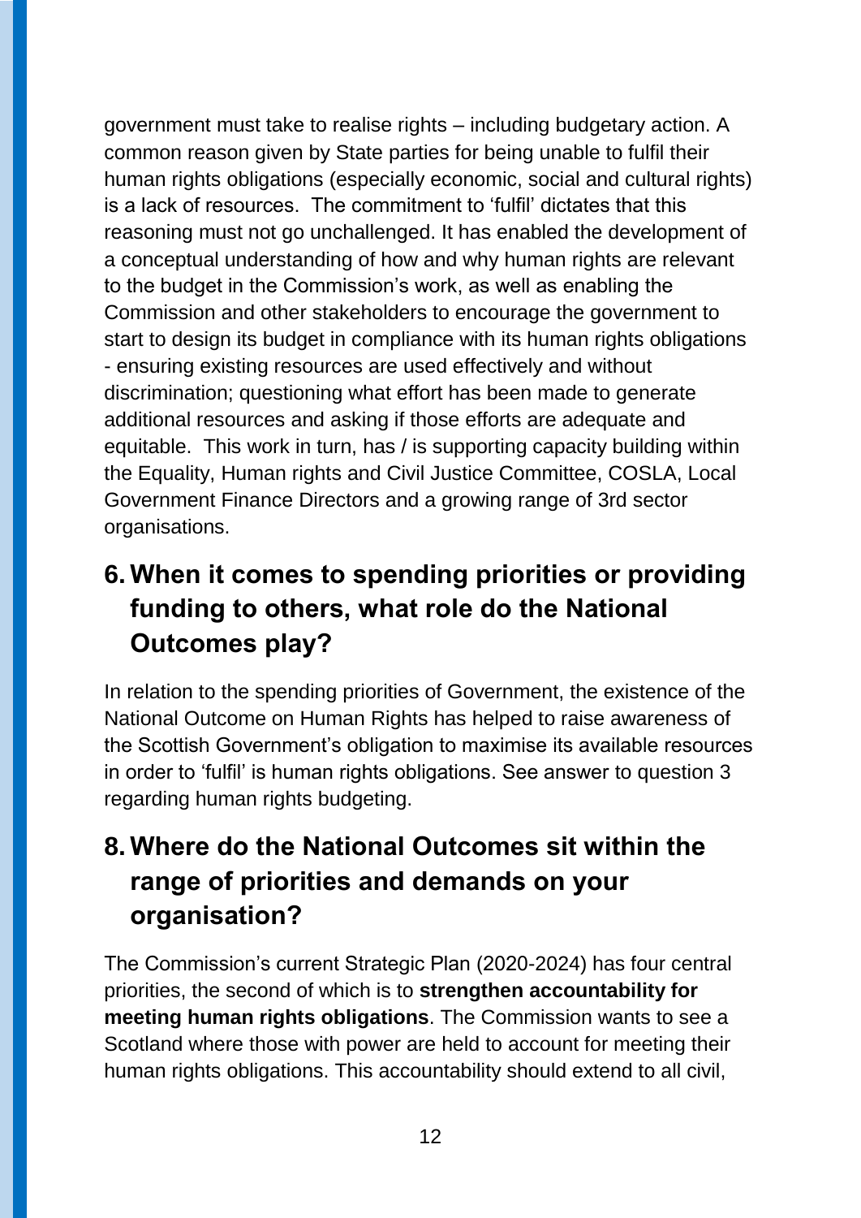government must take to realise rights – including budgetary action. A common reason given by State parties for being unable to fulfil their human rights obligations (especially economic, social and cultural rights) is a lack of resources. The commitment to 'fulfil' dictates that this reasoning must not go unchallenged. It has enabled the development of a conceptual understanding of how and why human rights are relevant to the budget in the Commission's work, as well as enabling the Commission and other stakeholders to encourage the government to start to design its budget in compliance with its human rights obligations - ensuring existing resources are used effectively and without discrimination; questioning what effort has been made to generate additional resources and asking if those efforts are adequate and equitable. This work in turn, has / is supporting capacity building within the Equality, Human rights and Civil Justice Committee, COSLA, Local Government Finance Directors and a growing range of 3rd sector organisations.

## 6. When it comes to spending priorities or providing funding to others, what role do the National Outcomes play?

In relation to the spending priorities of Government, the existence of the National Outcome on Human Rights has helped to raise awareness of the Scottish Government's obligation to maximise its available resources in order to 'fulfil' is human rights obligations. See answer to question 3 regarding human rights budgeting.

## 8. Where do the National Outcomes sit within the range of priorities and demands on your organisation?

The Commission's current Strategic Plan (2020-2024) has four central priorities, the second of which is to **strengthen accountability for meeting human rights obligations**. The Commission wants to see a Scotland where those with power are held to account for meeting their human rights obligations. This accountability should extend to all civil,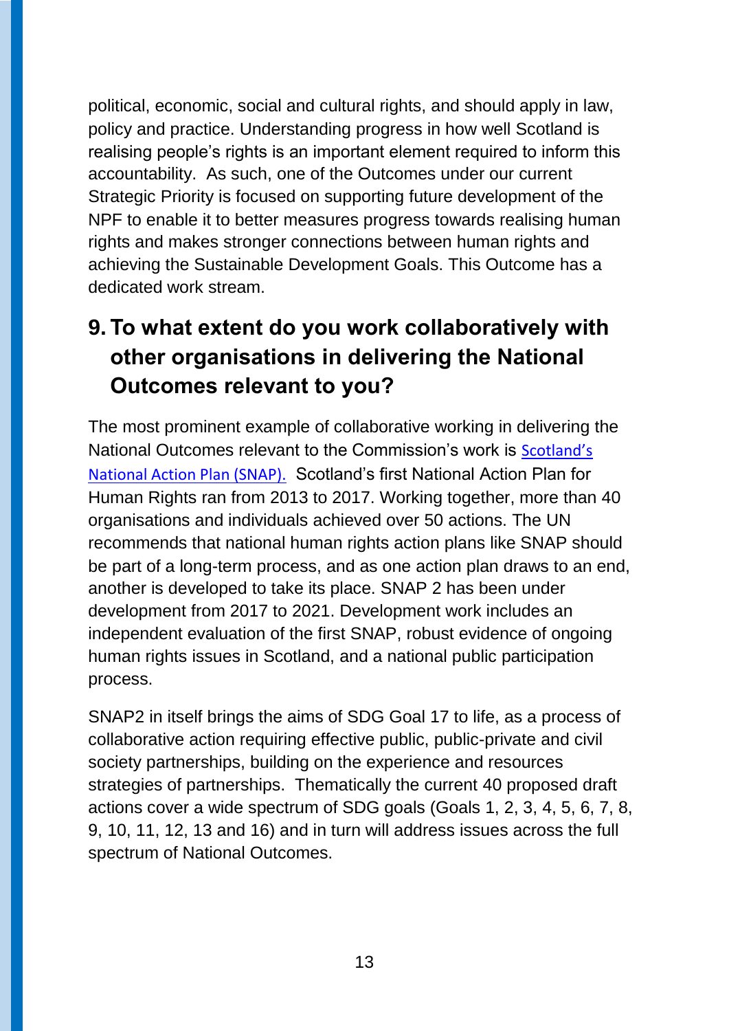political, economic, social and cultural rights, and should apply in law, policy and practice. Understanding progress in how well Scotland is realising people's rights is an important element required to inform this accountability. As such, one of the Outcomes under our current Strategic Priority is focused on supporting future development of the NPF to enable it to better measures progress towards realising human rights and makes stronger connections between human rights and achieving the Sustainable Development Goals. This Outcome has a dedicated work stream.

## 9. To what extent do you work collaboratively with other organisations in delivering the National Outcomes relevant to you?

The most prominent example of collaborative working in delivering the National Outcomes relevant to the Commission's work is Scotland's National Action Plan (SNAP). Scotland's first National Action Plan for Human Rights ran from 2013 to 2017. Working together, more than 40 organisations and individuals achieved over 50 actions. The UN recommends that national human rights action plans like SNAP should be part of a long-term process, and as one action plan draws to an end, another is developed to take its place. SNAP 2 has been under development from 2017 to 2021. Development work includes an independent evaluation of the first SNAP, robust evidence of ongoing human rights issues in Scotland, and a national public participation process.

SNAP2 in itself brings the aims of SDG Goal 17 to life, as a process of collaborative action requiring effective public, public-private and civil society partnerships, building on the experience and resources strategies of partnerships. Thematically the current 40 proposed draft actions cover a wide spectrum of SDG goals (Goals 1, 2, 3, 4, 5, 6, 7, 8, 9, 10, 11, 12, 13 and 16) and in turn will address issues across the full spectrum of National Outcomes.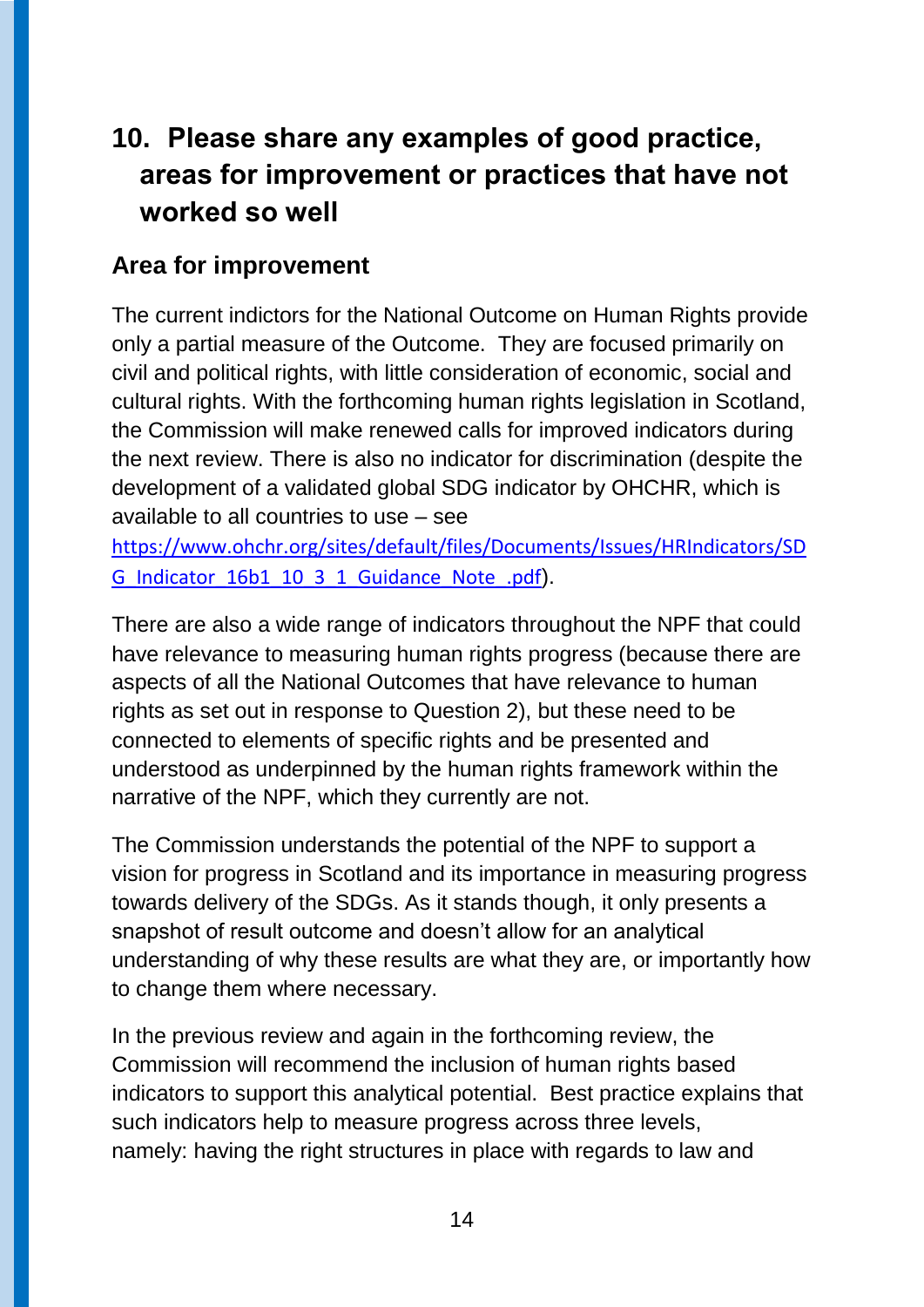## 10. Please share any examples of good practice, areas for improvement or practices that have not worked so well

### Area for improvement

The current indictors for the National Outcome on Human Rights provide only a partial measure of the Outcome. They are focused primarily on civil and political rights, with little consideration of economic, social and cultural rights. With the forthcoming human rights legislation in Scotland, the Commission will make renewed calls for improved indicators during the next review. There is also no indicator for discrimination (despite the development of a validated global SDG indicator by OHCHR, which is available to all countries to use – see [https://www.ohchr.org/sites/default/files/Documents/Issues/HRIndicators/SDG_Indicator_16b1_10_3_1_Guidance_Note_.pdf](https://www.ohchr.org/sites/default/files/Documents/Issues/HRIndicators/SDG_Indicator_16b1_10_3_1_Guidance_Note_.pdf)).

There are also a wide range of indicators throughout the NPF that could have relevance to measuring human rights progress (because there are aspects of all the National Outcomes that have relevance to human rights as set out in response to Question 2), but these need to be connected to elements of specific rights and be presented and understood as underpinned by the human rights framework within the narrative of the NPF, which they currently are not.

The Commission understands the potential of the NPF to support a vision for progress in Scotland and its importance in measuring progress towards delivery of the SDGs. As it stands though, it only presents a snapshot of result outcome and doesn't allow for an analytical understanding of why these results are what they are, or importantly how to change them where necessary.

In the previous review and again in the forthcoming review, the Commission will recommend the inclusion of human rights based indicators to support this analytical potential. Best practice explains that such indicators help to measure progress across three levels, namely: having the right structures in place with regards to law and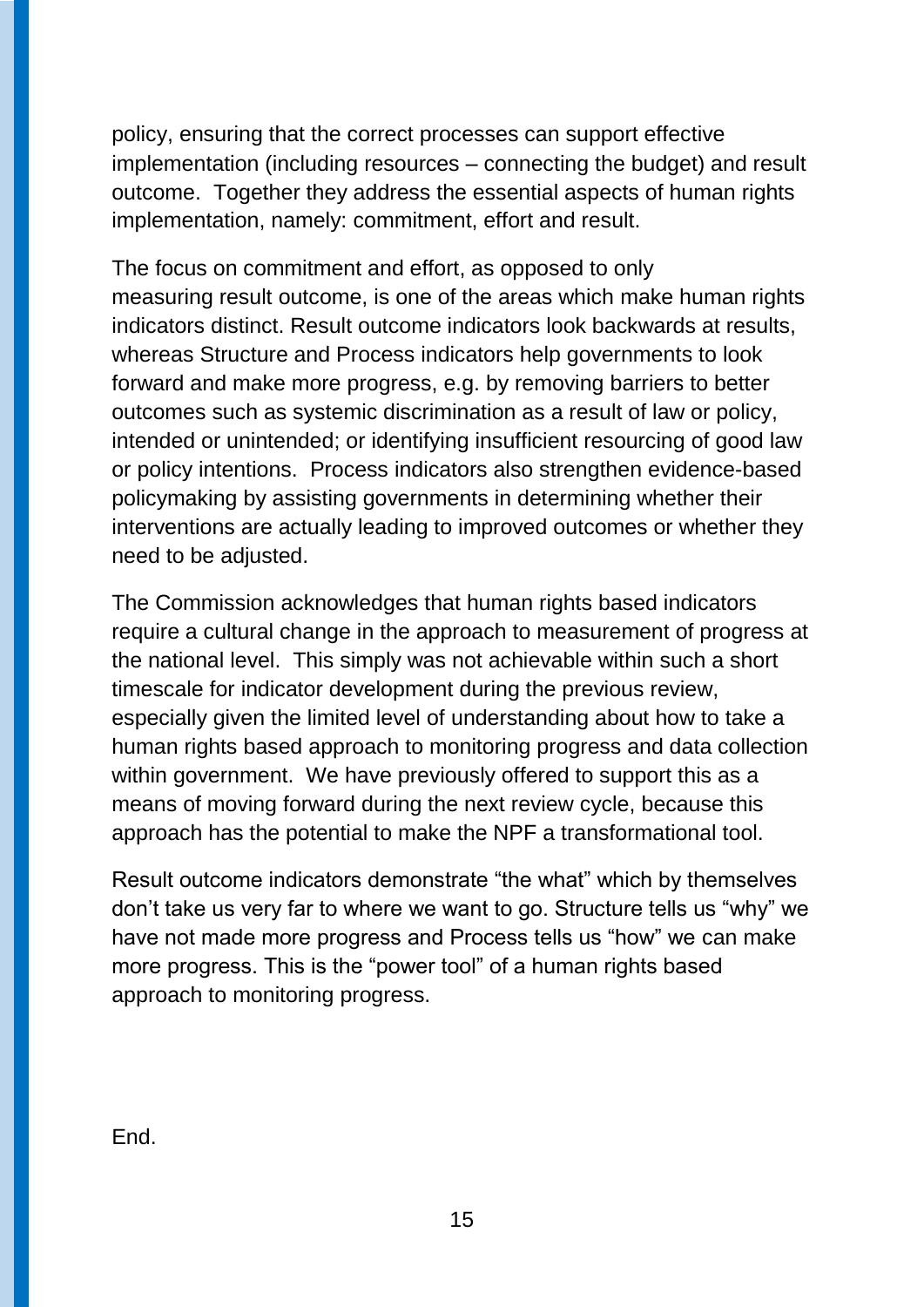policy, ensuring that the correct processes can support effective implementation (including resources – connecting the budget) and result outcome.  Together they address the essential aspects of human rights implementation, namely: commitment, effort and result.

The focus on commitment and effort, as opposed to only measuring result outcome, is one of the areas which make human rights indicators distinct. Result outcome indicators look backwards at results, whereas Structure and Process indicators help governments to look forward and make more progress, e.g. by removing barriers to better outcomes such as systemic discrimination as a result of law or policy, intended or unintended; or identifying insufficient resourcing of good law or policy intentions.  Process indicators also strengthen evidence-based policymaking by assisting governments in determining whether their interventions are actually leading to improved outcomes or whether they need to be adjusted.

The Commission acknowledges that human rights based indicators require a cultural change in the approach to measurement of progress at the national level.  This simply was not achievable within such a short timescale for indicator development during the previous review, especially given the limited level of understanding about how to take a human rights based approach to monitoring progress and data collection within government.  We have previously offered to support this as a means of moving forward during the next review cycle, because this approach has the potential to make the NPF a transformational tool.

Result outcome indicators demonstrate “the what” which by themselves don’t take us very far to where we want to go. Structure tells us “why” we have not made more progress and Process tells us “how” we can make more progress. This is the “power tool” of a human rights based approach to monitoring progress.

End.